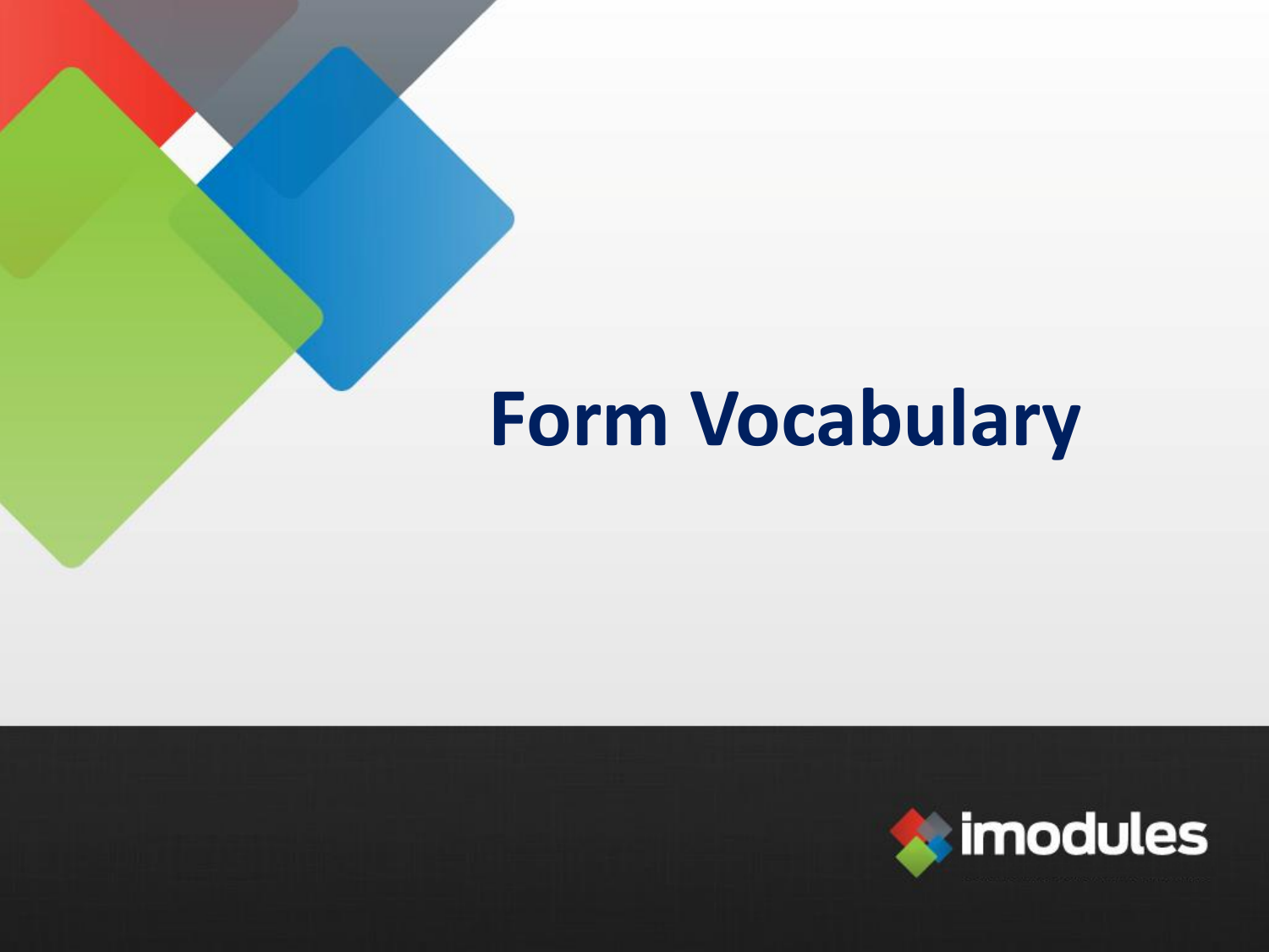# Form Vocabulary

imodules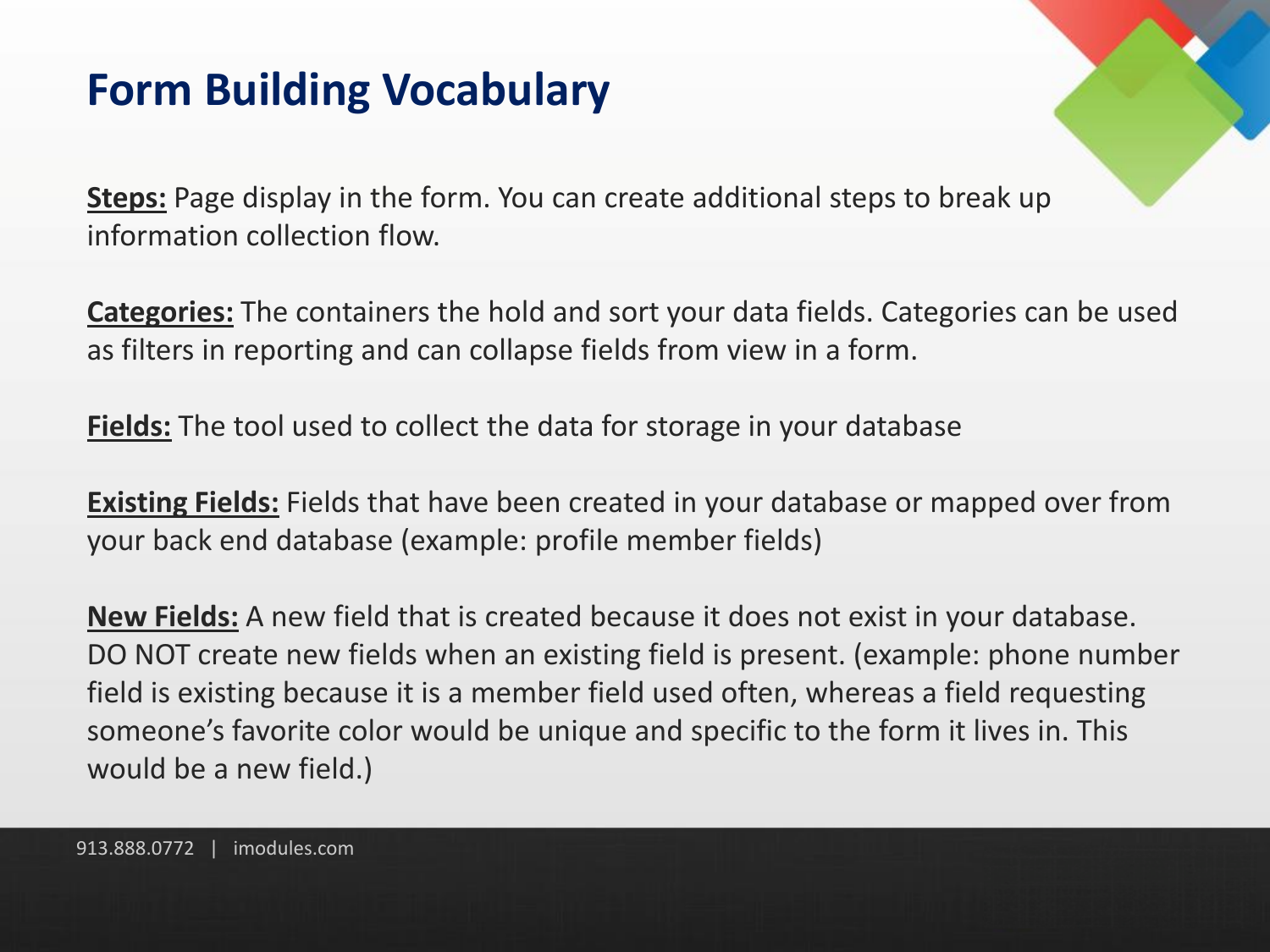# Form Building Vocabulary

**Steps:** Page display in the form. You can create additional steps to break up information collection flow.

**Categories:** The containers the hold and sort your data fields. Categories can be used as filters in reporting and can collapse fields from view in a form.

**Fields:** The tool used to collect the data for storage in your database

**Existing Fields:** Fields that have been created in your database or mapped over from your back end database (example: profile member fields)

**New Fields:** A new field that is created because it does not exist in your database. DO NOT create new fields when an existing field is present. (example: phone number field is existing because it is a member field used often, whereas a field requesting someone's favorite color would be unique and specific to the form it lives in. This would be a new field.)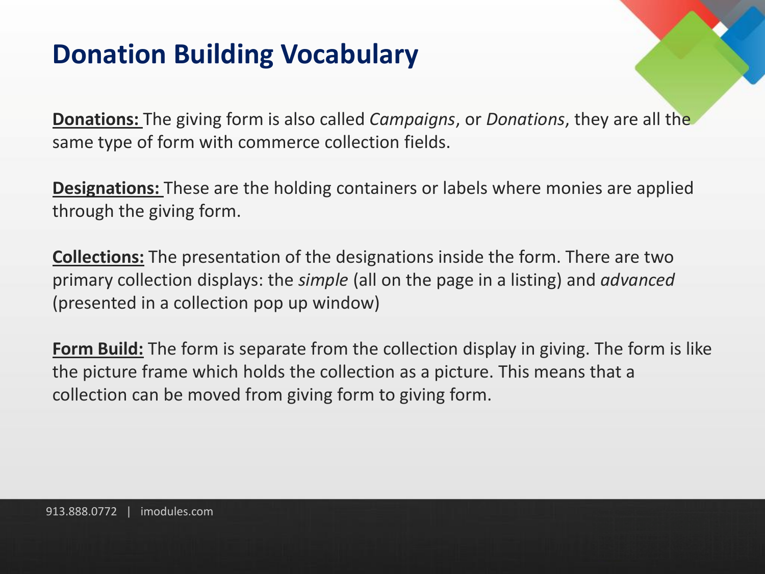# Donation Building Vocabulary

**Donations:** The giving form is also called *Campaigns*, or *Donations*, they are all the same type of form with commerce collection fields.

**Designations:** These are the holding containers or labels where monies are applied through the giving form.

**Collections:** The presentation of the designations inside the form. There are two primary collection displays: the *simple* (all on the page in a listing) and *advanced* (presented in a collection pop up window)

**Form Build:** The form is separate from the collection display in giving. The form is like the picture frame which holds the collection as a picture. This means that a collection can be moved from giving form to giving form.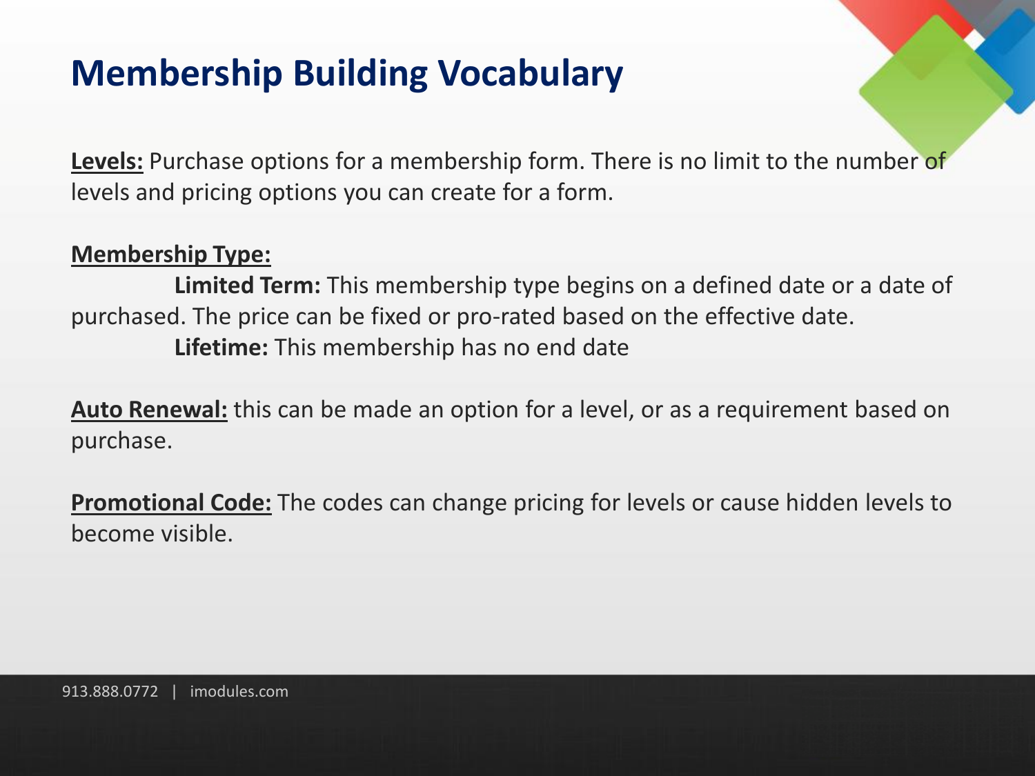# Membership Building Vocabulary

**Levels:** Purchase options for a membership form. There is no limit to the number of levels and pricing options you can create for a form.

**Membership Type:**

**Limited Term:** This membership type begins on a defined date or a date of purchased. The price can be fixed or pro-rated based on the effective date.

**Lifetime:** This membership has no end date

**Auto Renewal:** this can be made an option for a level, or as a requirement based on purchase.

**Promotional Code:** The codes can change pricing for levels or cause hidden levels to become visible.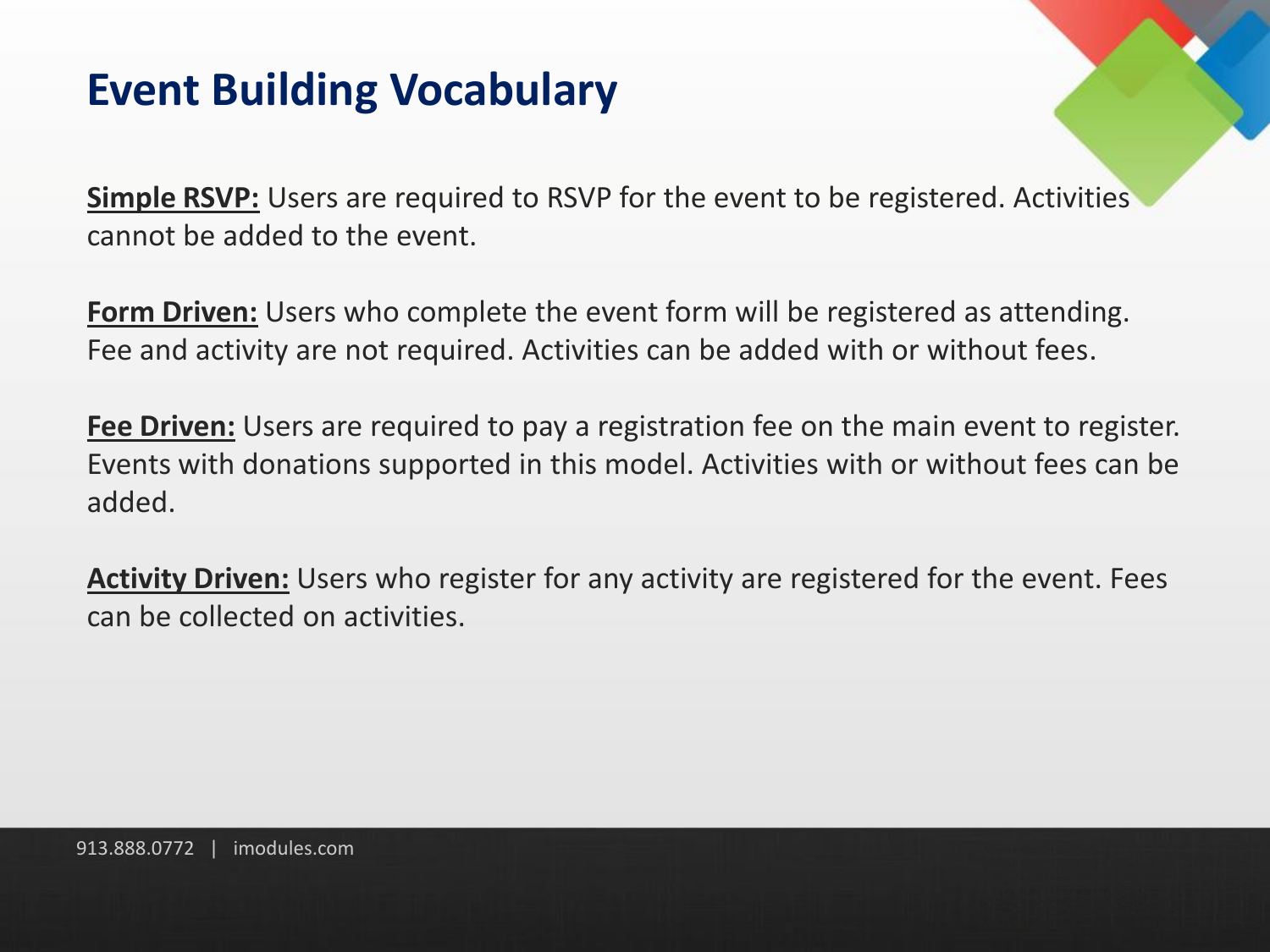# Event Building Vocabulary

**Simple RSVP:** Users are required to RSVP for the event to be registered. Activities cannot be added to the event.

**Form Driven:** Users who complete the event form will be registered as attending. Fee and activity are not required. Activities can be added with or without fees.

**Fee Driven:** Users are required to pay a registration fee on the main event to register. Events with donations supported in this model. Activities with or without fees can be added.

**Activity Driven:** Users who register for any activity are registered for the event. Fees can be collected on activities.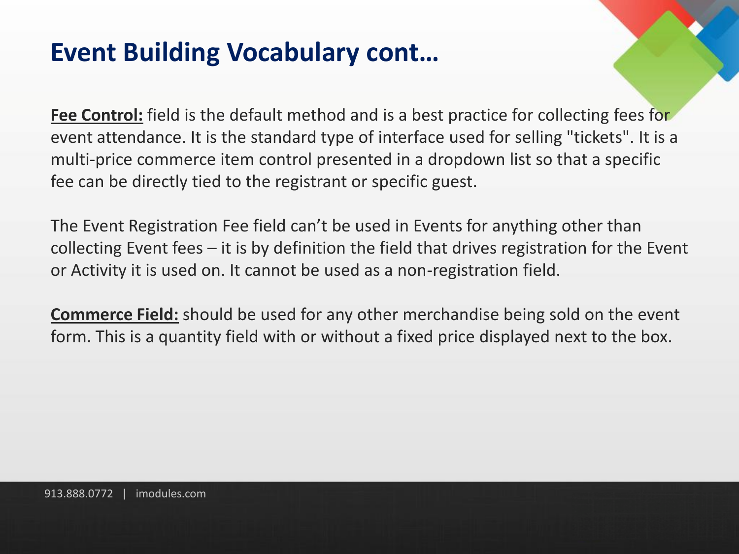# Event Building Vocabulary cont…

**Fee Control:** field is the default method and is a best practice for collecting fees for event attendance. It is the standard type of interface used for selling "tickets". It is a multi-price commerce item control presented in a dropdown list so that a specific fee can be directly tied to the registrant or specific guest.

The Event Registration Fee field can't be used in Events for anything other than collecting Event fees – it is by definition the field that drives registration for the Event or Activity it is used on. It cannot be used as a non-registration field.

**Commerce Field:** should be used for any other merchandise being sold on the event form. This is a quantity field with or without a fixed price displayed next to the box.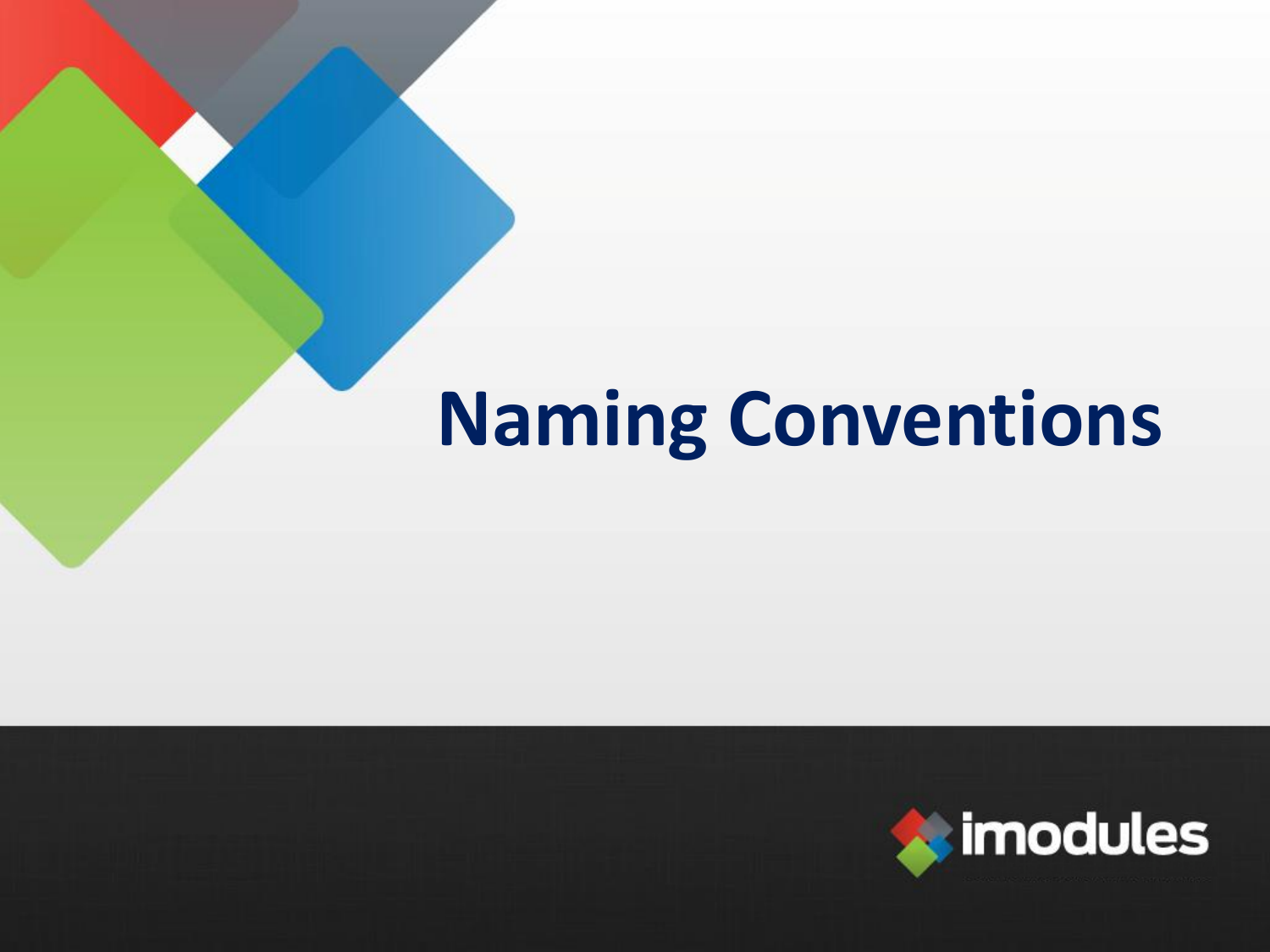# Naming Conventions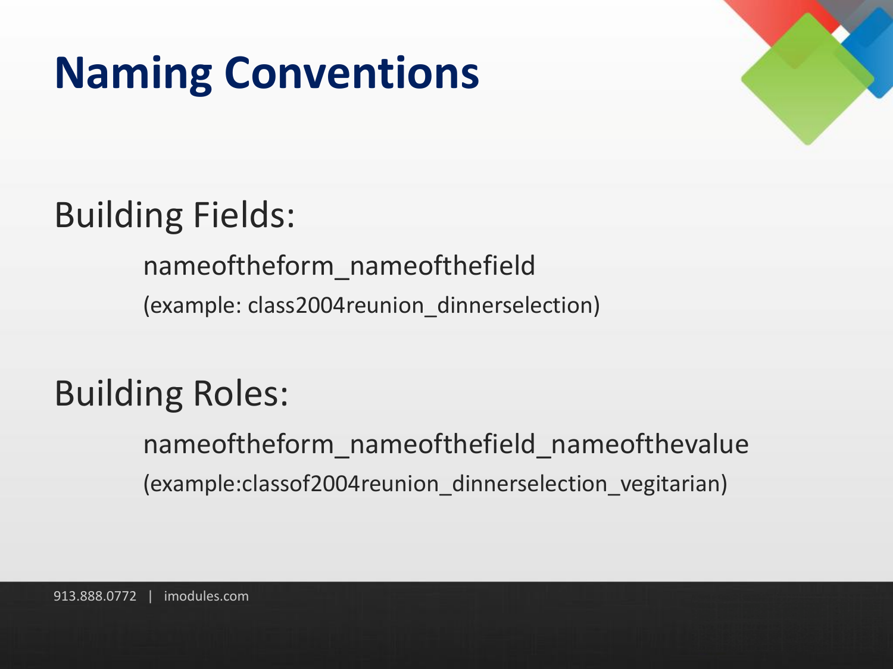# Naming Conventions

Building Fields:

nameoftheform_nameofthefield

(example: class2004reunion_dinnerselection)

Building Roles:

nameoftheform_nameofthefield_nameofthevalue

(example:classof2004reunion_dinnerselection_vegitarian)